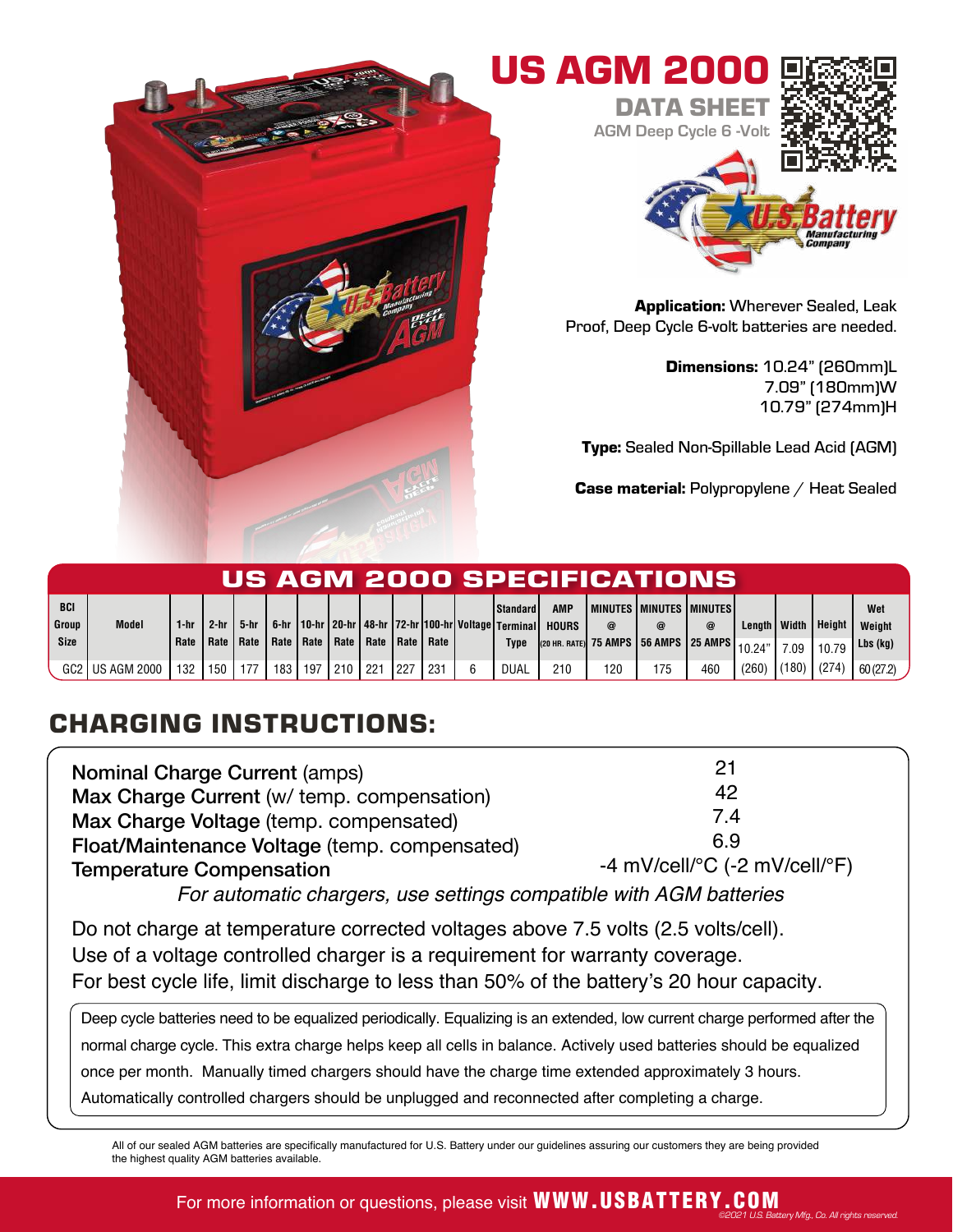# US AGM 2000

## DATA SHEET

AGM Deep Cycle 6 -Volt

**Application:** Wherever Sealed, Leak Proof, Deep Cycle 6-volt batteries are needed.

**Dimensions:** 10.24" (260mm)L
7.09" (180mm)W
10.79" (274mm)H

**Type:** Sealed Non-Spillable Lead Acid (AGM)

**Case material:** Polypropylene / Heat Sealed

## US AGM 2000 SPECIFICATIONS

| BCI Group Size | Model | 1-hr Rate | 2-hr Rate | 5-hr Rate | 6-hr Rate | 10-hr Rate | 20-hr Rate | 48-hr Rate | 72-hr Rate | 100-hr Rate | Voltage | Standard Terminal Type | AMP HOURS (20 HR. RATE) | MINUTES @ 75 AMPS | MINUTES @ 56 AMPS | MINUTES @ 25 AMPS | Length 10.24" | Width 7.09 | Height 10.79 | Wet Weight Lbs (kg) |
|---|---|---|---|---|---|---|---|---|---|---|---|---|---|---|---|---|---|---|---|---|
| GC2 | US AGM 2000 | 132 | 150 | 177 | 183 | 197 | 210 | 221 | 227 | 231 | 6 | DUAL | 210 | 120 | 175 | 460 | (260) | (180) | (274) | 60 (27.2) |

## CHARGING INSTRUCTIONS:

| | |
|---|---|
| Nominal Charge Current (amps) | 21 |
| Max Charge Current (w/ temp. compensation) | 42 |
| Max Charge Voltage (temp. compensated) | 7.4 |
| Float/Maintenance Voltage (temp. compensated) | 6.9 |
| Temperature Compensation | -4 mV/cell/°C (-2 mV/cell/°F) |

*For automatic chargers, use settings compatible with AGM batteries*

Do not charge at temperature corrected voltages above 7.5 volts (2.5 volts/cell).
Use of a voltage controlled charger is a requirement for warranty coverage.
For best cycle life, limit discharge to less than 50% of the battery's 20 hour capacity.

Deep cycle batteries need to be equalized periodically. Equalizing is an extended, low current charge performed after the normal charge cycle. This extra charge helps keep all cells in balance. Actively used batteries should be equalized once per month. Manually timed chargers should have the charge time extended approximately 3 hours. Automatically controlled chargers should be unplugged and reconnected after completing a charge.

All of our sealed AGM batteries are specifically manufactured for U.S. Battery under our guidelines assuring our customers they are being provided the highest quality AGM batteries available.

For more information or questions, please visit **WWW.USBATTERY.COM**

©2021 U.S. Battery Mfg. Co. All rights reserved.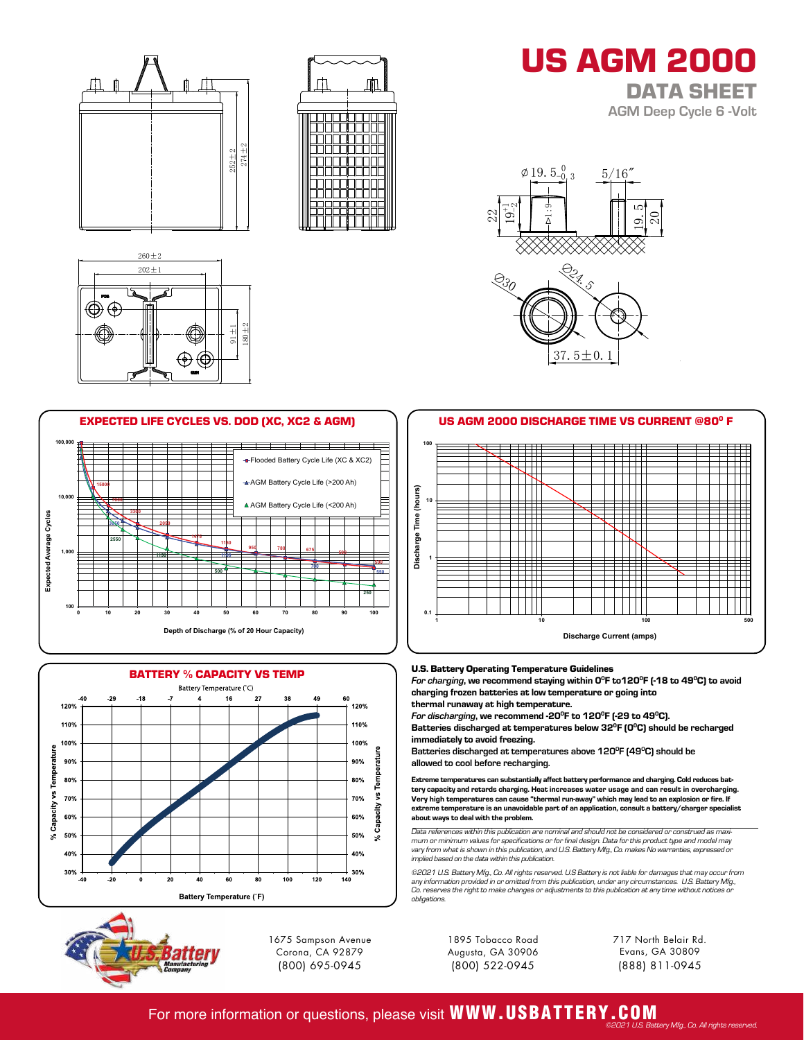# US AGM 2000

## DATA SHEET

AGM Deep Cycle 6 -Volt

252±2
274±2
260±2
202±1
91±1
180±2
POS
NEG

⌀19.5 0 -0.3
5/16″
22
19 +1 -2
1:9
19.5
20
⌀30
⌀24.5
37.5±0.1

## EXPECTED LIFE CYCLES VS. DOD (XC, XC2 & AGM)

Flooded Battery Cycle Life (XC & XC2)
AGM Battery Cycle Life (>200 Ah)
AGM Battery Cycle Life (<200 Ah)

Expected Average Cycles
100,000
10,000
1,000
100

Depth of Discharge (% of 20 Hour Capacity)
0 10 20 30 40 50 60 70 80 90 100

15000
7000
3300
2050
1475
1150
950
780
675
600
500
2550
1150
500
780
550
250

## US AGM 2000 DISCHARGE TIME VS CURRENT @80° F

Discharge Time (hours)
100
10
1
0.1

Discharge Current (amps)
1 10 100 500

## BATTERY % CAPACITY VS TEMP

Battery Temperature (˚C)
-40 -29 -18 -7 4 16 27 38 49 60

% Capacity vs Temperature
120% 110% 100% 90% 80% 70% 60% 50% 40% 30%

Battery Temperature (˚F)
-40 -20 0 20 40 60 80 100 120 140

**U.S. Battery Operating Temperature Guidelines**

***For charging*, we recommend staying within 0°F to120°F (-18 to 49°C) to avoid charging frozen batteries at low temperature or going into thermal runaway at high temperature.**

***For discharging*, we recommend -20°F to 120°F (-29 to 49°C).**

**Batteries discharged at temperatures below 32°F (0°C) should be recharged immediately to avoid freezing.**

**Batteries discharged at temperatures above 120°F (49°C) should be allowed to cool before recharging.**

**Extreme temperatures can substantially affect battery performance and charging. Cold reduces battery capacity and retards charging. Heat increases water usage and can result in overcharging. Very high temperatures can cause "thermal run-away" which may lead to an explosion or fire. If extreme temperature is an unavoidable part of an application, consult a battery/charger specialist about ways to deal with the problem.**

*Data references within this publication are nominal and should not be considered or construed as maximum or minimum values for specifications or for final design. Data for this product type and model may vary from what is shown in this publication, and U.S. Battery Mfg., Co. makes No warranties, expressed or implied based on the data within this publication.*

*©2021 U.S. Battery Mfg., Co. All rights reserved. U.S Battery is not liable for damages that may occur from any information provided in or omitted from this publication, under any circumstances. U.S. Battery Mfg., Co. reserves the right to make changes or adjustments to this publication at any time without notices or obligations.*

U.S. Battery Manufacturing Company

1675 Sampson Avenue
Corona, CA 92879
(800) 695-0945

1895 Tobacco Road
Augusta, GA 30906
(800) 522-0945

717 North Belair Rd.
Evans, GA 30809
(888) 811-0945

For more information or questions, please visit **WWW.USBATTERY.COM**

*©2021 U.S. Battery Mfg., Co. All rights reserved.*